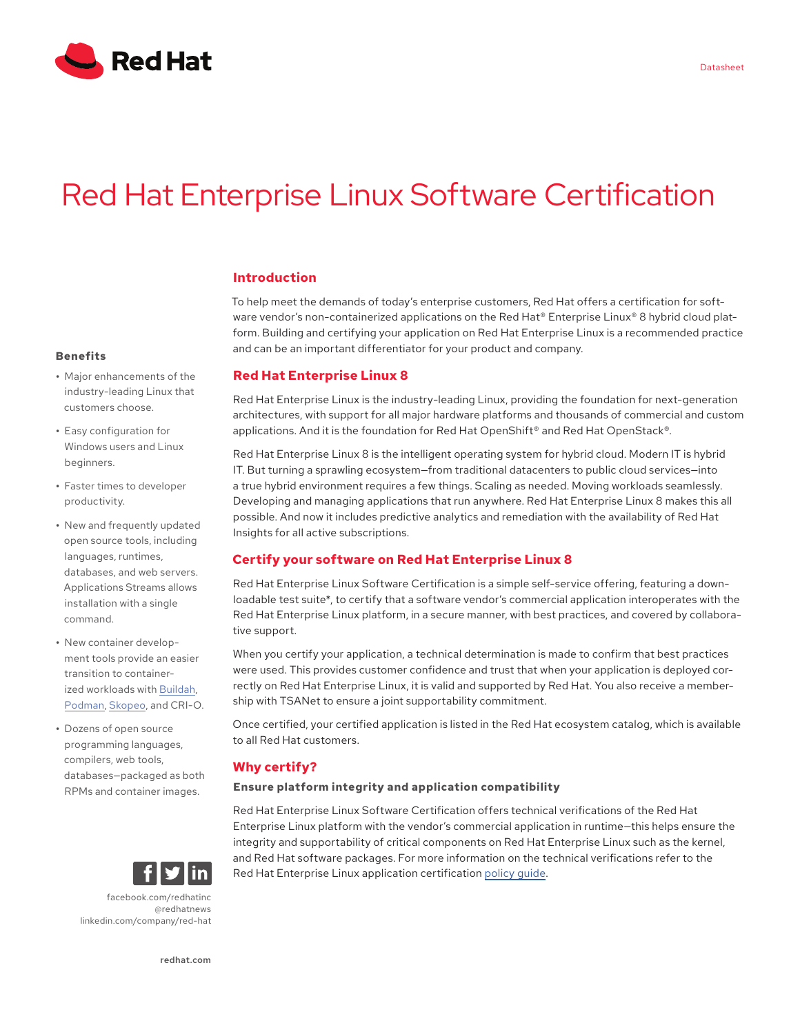Datasheet

# Red Hat Enterprise Linux Software Certification

## Introduction

To help meet the demands of today's enterprise customers, Red Hat offers a certification for software vendor's non-containerized applications on the Red Hat® Enterprise Linux® 8 hybrid cloud platform. Building and certifying your application on Red Hat Enterprise Linux is a recommended practice and can be an important differentiator for your product and company.

### Benefits

- Major enhancements of the industry-leading Linux that customers choose.
- Easy configuration for Windows users and Linux beginners.
- Faster times to developer productivity.
- New and frequently updated open source tools, including languages, runtimes, databases, and web servers. Applications Streams allows installation with a single command.
- New container development tools provide an easier transition to containerized workloads with Buildah, Podman, Skopeo, and CRI-O.
- Dozens of open source programming languages, compilers, web tools, databases—packaged as both RPMs and container images.

## Red Hat Enterprise Linux 8

Red Hat Enterprise Linux is the industry-leading Linux, providing the foundation for next-generation architectures, with support for all major hardware platforms and thousands of commercial and custom applications. And it is the foundation for Red Hat OpenShift® and Red Hat OpenStack®.

Red Hat Enterprise Linux 8 is the intelligent operating system for hybrid cloud. Modern IT is hybrid IT. But turning a sprawling ecosystem—from traditional datacenters to public cloud services—into a true hybrid environment requires a few things. Scaling as needed. Moving workloads seamlessly. Developing and managing applications that run anywhere. Red Hat Enterprise Linux 8 makes this all possible. And now it includes predictive analytics and remediation with the availability of Red Hat Insights for all active subscriptions.

## Certify your software on Red Hat Enterprise Linux 8

Red Hat Enterprise Linux Software Certification is a simple self-service offering, featuring a downloadable test suite*, to certify that a software vendor's commercial application interoperates with the Red Hat Enterprise Linux platform, in a secure manner, with best practices, and covered by collaborative support.

When you certify your application, a technical determination is made to confirm that best practices were used. This provides customer confidence and trust that when your application is deployed correctly on Red Hat Enterprise Linux, it is valid and supported by Red Hat. You also receive a membership with TSANet to ensure a joint supportability commitment.

Once certified, your certified application is listed in the Red Hat ecosystem catalog, which is available to all Red Hat customers.

## Why certify?

### Ensure platform integrity and application compatibility

Red Hat Enterprise Linux Software Certification offers technical verifications of the Red Hat Enterprise Linux platform with the vendor's commercial application in runtime—this helps ensure the integrity and supportability of critical components on Red Hat Enterprise Linux such as the kernel, and Red Hat software packages. For more information on the technical verifications refer to the Red Hat Enterprise Linux application certification policy guide.

facebook.com/redhatinc
@redhatnews
linkedin.com/company/red-hat

redhat.com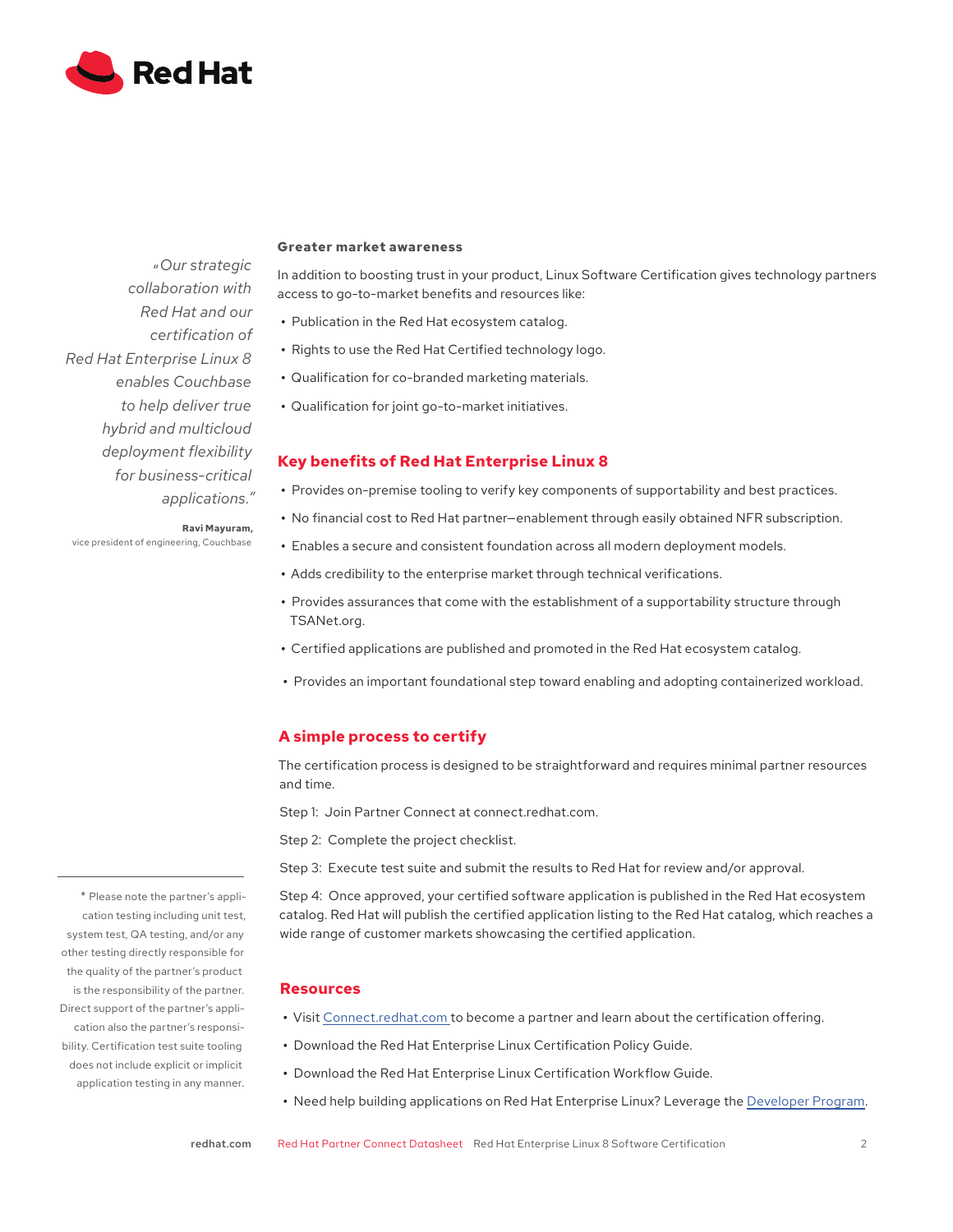> *"Our strategic collaboration with Red Hat and our certification of Red Hat Enterprise Linux 8 enables Couchbase to help deliver true hybrid and multicloud deployment flexibility for business-critical applications."*
>
> **Ravi Mayuram,**
> vice president of engineering, Couchbase

**Greater market awareness**

In addition to boosting trust in your product, Linux Software Certification gives technology partners access to go-to-market benefits and resources like:

- Publication in the Red Hat ecosystem catalog.
- Rights to use the Red Hat Certified technology logo.
- Qualification for co-branded marketing materials.
- Qualification for joint go-to-market initiatives.

## Key benefits of Red Hat Enterprise Linux 8

- Provides on-premise tooling to verify key components of supportability and best practices.
- No financial cost to Red Hat partner—enablement through easily obtained NFR subscription.
- Enables a secure and consistent foundation across all modern deployment models.
- Adds credibility to the enterprise market through technical verifications.
- Provides assurances that come with the establishment of a supportability structure through TSANet.org.
- Certified applications are published and promoted in the Red Hat ecosystem catalog.
- Provides an important foundational step toward enabling and adopting containerized workload.

## A simple process to certify

The certification process is designed to be straightforward and requires minimal partner resources and time.

Step 1: Join Partner Connect at connect.redhat.com.

Step 2: Complete the project checklist.

Step 3: Execute test suite and submit the results to Red Hat for review and/or approval.

Step 4: Once approved, your certified software application is published in the Red Hat ecosystem catalog. Red Hat will publish the certified application listing to the Red Hat catalog, which reaches a wide range of customer markets showcasing the certified application.

## Resources

- Visit Connect.redhat.com to become a partner and learn about the certification offering.
- Download the Red Hat Enterprise Linux Certification Policy Guide.
- Download the Red Hat Enterprise Linux Certification Workflow Guide.
- Need help building applications on Red Hat Enterprise Linux? Leverage the Developer Program.

\* Please note the partner's application testing including unit test, system test, QA testing, and/or any other testing directly responsible for the quality of the partner's product is the responsibility of the partner. Direct support of the partner's application also the partner's responsibility. Certification test suite tooling does not include explicit or implicit application testing in any manner.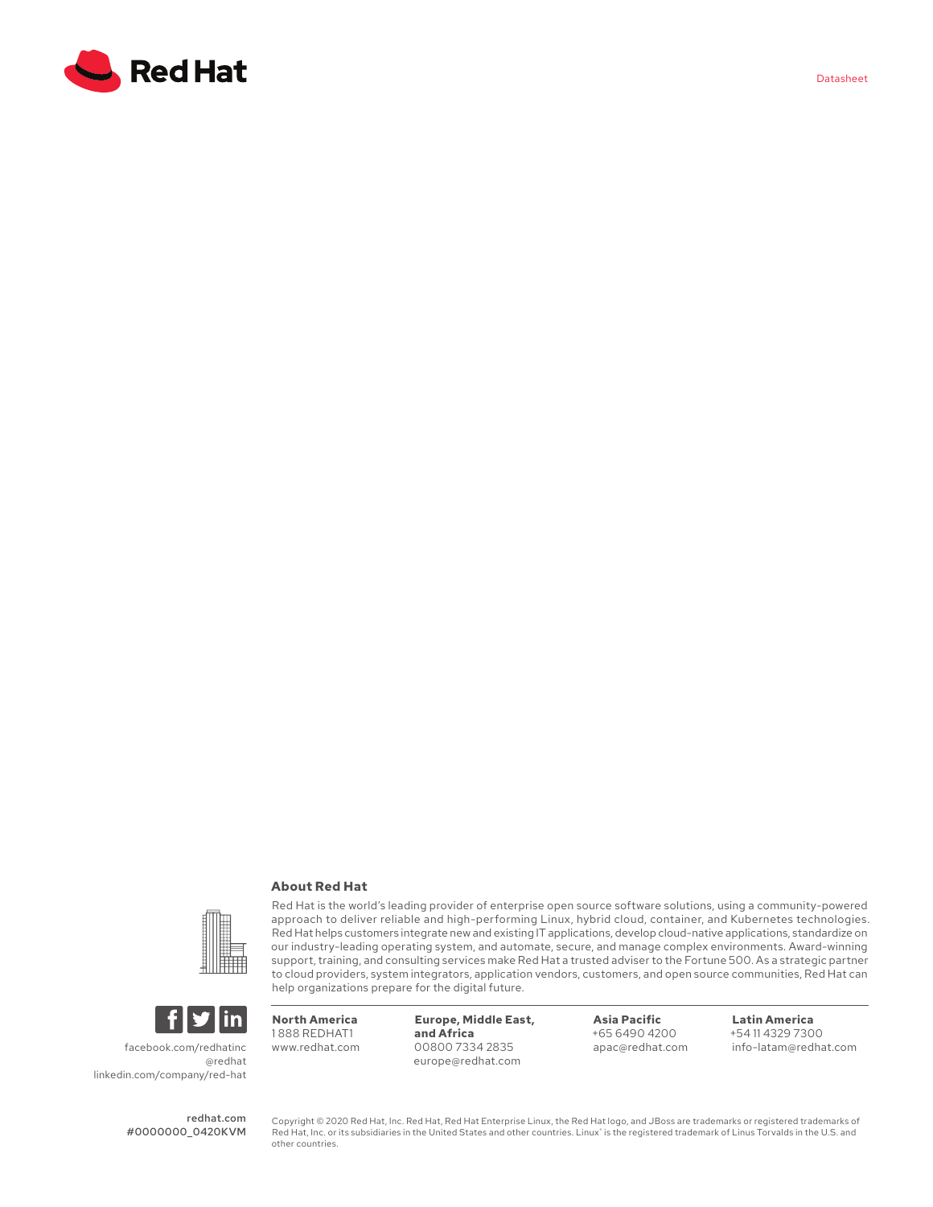## About Red Hat

Red Hat is the world's leading provider of enterprise open source software solutions, using a community-powered approach to deliver reliable and high-performing Linux, hybrid cloud, container, and Kubernetes technologies. Red Hat helps customers integrate new and existing IT applications, develop cloud-native applications, standardize on our industry-leading operating system, and automate, secure, and manage complex environments. Award-winning support, training, and consulting services make Red Hat a trusted adviser to the Fortune 500. As a strategic partner to cloud providers, system integrators, application vendors, customers, and open source communities, Red Hat can help organizations prepare for the digital future.

facebook.com/redhatinc
@redhat
linkedin.com/company/red-hat

**North America**
1 888 REDHAT1
www.redhat.com

**Europe, Middle East, and Africa**
00800 7334 2835
europe@redhat.com

**Asia Pacific**
+65 6490 4200
apac@redhat.com

**Latin America**
+54 11 4329 7300
info-latam@redhat.com

redhat.com
#0000000_0420KVM

Copyright © 2020 Red Hat, Inc. Red Hat, Red Hat Enterprise Linux, the Red Hat logo, and JBoss are trademarks or registered trademarks of Red Hat, Inc. or its subsidiaries in the United States and other countries. Linux® is the registered trademark of Linus Torvalds in the U.S. and other countries.